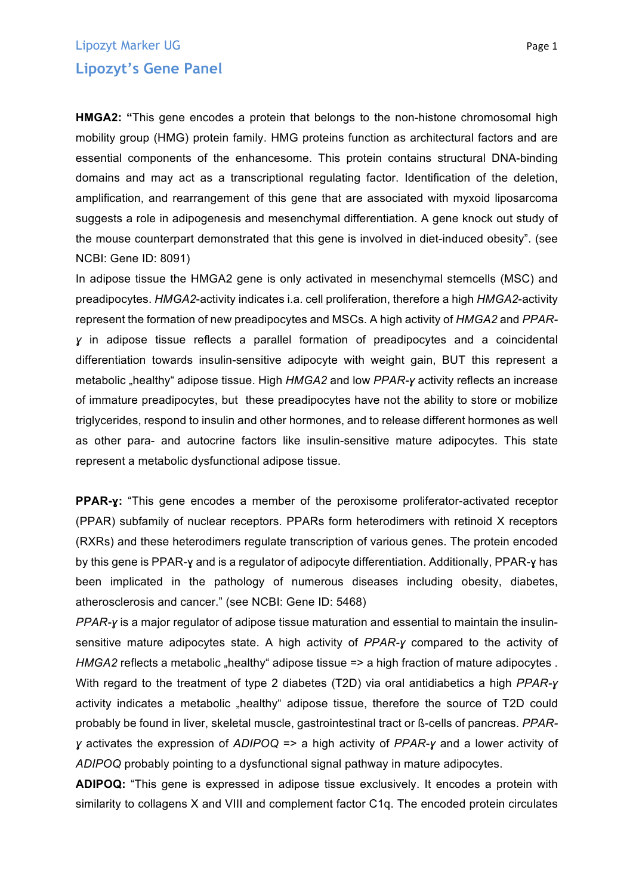## Lipozyt's Gene Panel

**HMGA2: "**This gene encodes a protein that belongs to the non-histone chromosomal high mobility group (HMG) protein family. HMG proteins function as architectural factors and are essential components of the enhancesome. This protein contains structural DNA-binding domains and may act as a transcriptional regulating factor. Identification of the deletion, amplification, and rearrangement of this gene that are associated with myxoid liposarcoma suggests a role in adipogenesis and mesenchymal differentiation. A gene knock out study of the mouse counterpart demonstrated that this gene is involved in diet-induced obesity". (see NCBI: Gene ID: 8091)

In adipose tissue the HMGA2 gene is only activated in mesenchymal stemcells (MSC) and preadipocytes. *HMGA2*-activity indicates i.a. cell proliferation, therefore a high *HMGA2*-activity represent the formation of new preadipocytes and MSCs. A high activity of *HMGA2* and *PPAR-ɣ* in adipose tissue reflects a parallel formation of preadipocytes and a coincidental differentiation towards insulin-sensitive adipocyte with weight gain, BUT this represent a metabolic „healthy" adipose tissue. High *HMGA2* and low *PPAR-ɣ* activity reflects an increase of immature preadipocytes, but these preadipocytes have not the ability to store or mobilize triglycerides, respond to insulin and other hormones, and to release different hormones as well as other para- and autocrine factors like insulin-sensitive mature adipocytes. This state represent a metabolic dysfunctional adipose tissue.

**PPAR-ɣ:** "This gene encodes a member of the peroxisome proliferator-activated receptor (PPAR) subfamily of nuclear receptors. PPARs form heterodimers with retinoid X receptors (RXRs) and these heterodimers regulate transcription of various genes. The protein encoded by this gene is PPAR-ɣ and is a regulator of adipocyte differentiation. Additionally, PPAR-ɣ has been implicated in the pathology of numerous diseases including obesity, diabetes, atherosclerosis and cancer." (see NCBI: Gene ID: 5468)

*PPAR-ɣ* is a major regulator of adipose tissue maturation and essential to maintain the insulin-sensitive mature adipocytes state. A high activity of *PPAR-ɣ* compared to the activity of *HMGA2* reflects a metabolic „healthy" adipose tissue => a high fraction of mature adipocytes . With regard to the treatment of type 2 diabetes (T2D) via oral antidiabetics a high *PPAR-ɣ* activity indicates a metabolic „healthy" adipose tissue, therefore the source of T2D could probably be found in liver, skeletal muscle, gastrointestinal tract or ß-cells of pancreas. *PPAR-ɣ* activates the expression of *ADIPOQ* => a high activity of *PPAR-ɣ* and a lower activity of *ADIPOQ* probably pointing to a dysfunctional signal pathway in mature adipocytes.

**ADIPOQ:** "This gene is expressed in adipose tissue exclusively. It encodes a protein with similarity to collagens X and VIII and complement factor C1q. The encoded protein circulates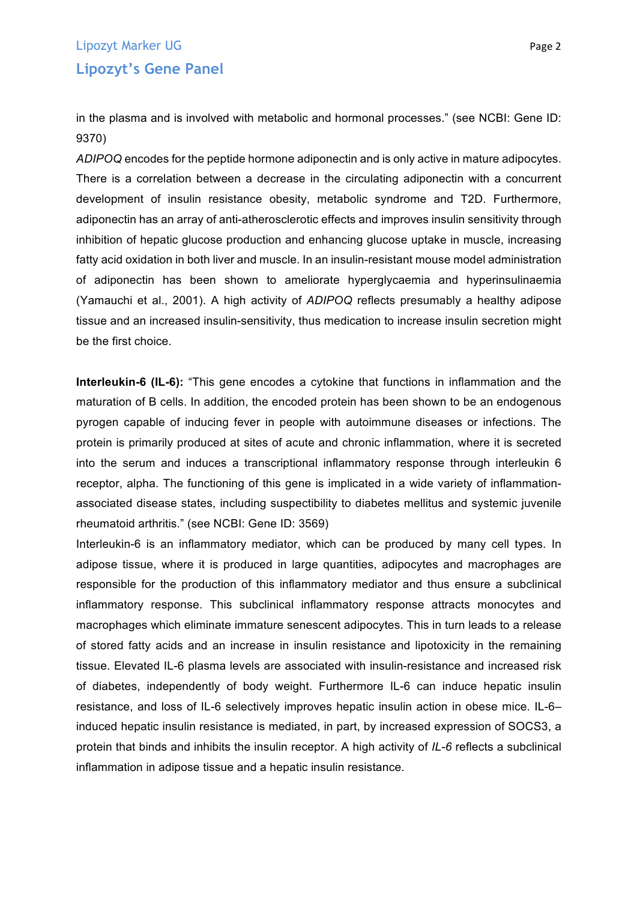in the plasma and is involved with metabolic and hormonal processes." (see NCBI: Gene ID: 9370)

*ADIPOQ* encodes for the peptide hormone adiponectin and is only active in mature adipocytes. There is a correlation between a decrease in the circulating adiponectin with a concurrent development of insulin resistance obesity, metabolic syndrome and T2D. Furthermore, adiponectin has an array of anti-atherosclerotic effects and improves insulin sensitivity through inhibition of hepatic glucose production and enhancing glucose uptake in muscle, increasing fatty acid oxidation in both liver and muscle. In an insulin-resistant mouse model administration of adiponectin has been shown to ameliorate hyperglycaemia and hyperinsulinaemia (Yamauchi et al., 2001). A high activity of *ADIPOQ* reflects presumably a healthy adipose tissue and an increased insulin-sensitivity, thus medication to increase insulin secretion might be the first choice.

**Interleukin-6 (IL-6):** "This gene encodes a cytokine that functions in inflammation and the maturation of B cells. In addition, the encoded protein has been shown to be an endogenous pyrogen capable of inducing fever in people with autoimmune diseases or infections. The protein is primarily produced at sites of acute and chronic inflammation, where it is secreted into the serum and induces a transcriptional inflammatory response through interleukin 6 receptor, alpha. The functioning of this gene is implicated in a wide variety of inflammation-associated disease states, including suspectibility to diabetes mellitus and systemic juvenile rheumatoid arthritis." (see NCBI: Gene ID: 3569)

Interleukin-6 is an inflammatory mediator, which can be produced by many cell types. In adipose tissue, where it is produced in large quantities, adipocytes and macrophages are responsible for the production of this inflammatory mediator and thus ensure a subclinical inflammatory response. This subclinical inflammatory response attracts monocytes and macrophages which eliminate immature senescent adipocytes. This in turn leads to a release of stored fatty acids and an increase in insulin resistance and lipotoxicity in the remaining tissue. Elevated IL-6 plasma levels are associated with insulin-resistance and increased risk of diabetes, independently of body weight. Furthermore IL-6 can induce hepatic insulin resistance, and loss of IL-6 selectively improves hepatic insulin action in obese mice. IL-6–induced hepatic insulin resistance is mediated, in part, by increased expression of SOCS3, a protein that binds and inhibits the insulin receptor. A high activity of *IL-6* reflects a subclinical inflammation in adipose tissue and a hepatic insulin resistance.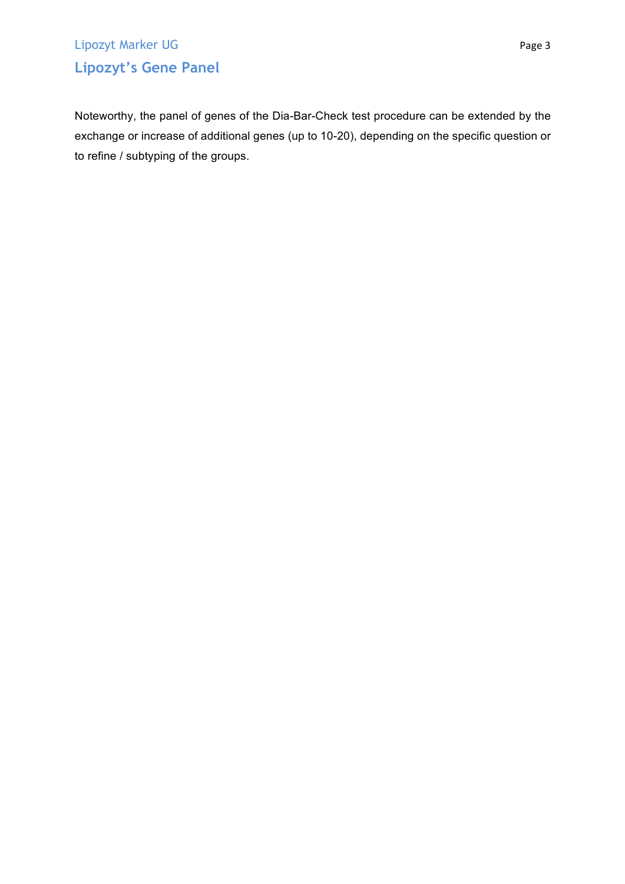Noteworthy, the panel of genes of the Dia-Bar-Check test procedure can be extended by the exchange or increase of additional genes (up to 10-20), depending on the specific question or to refine / subtyping of the groups.